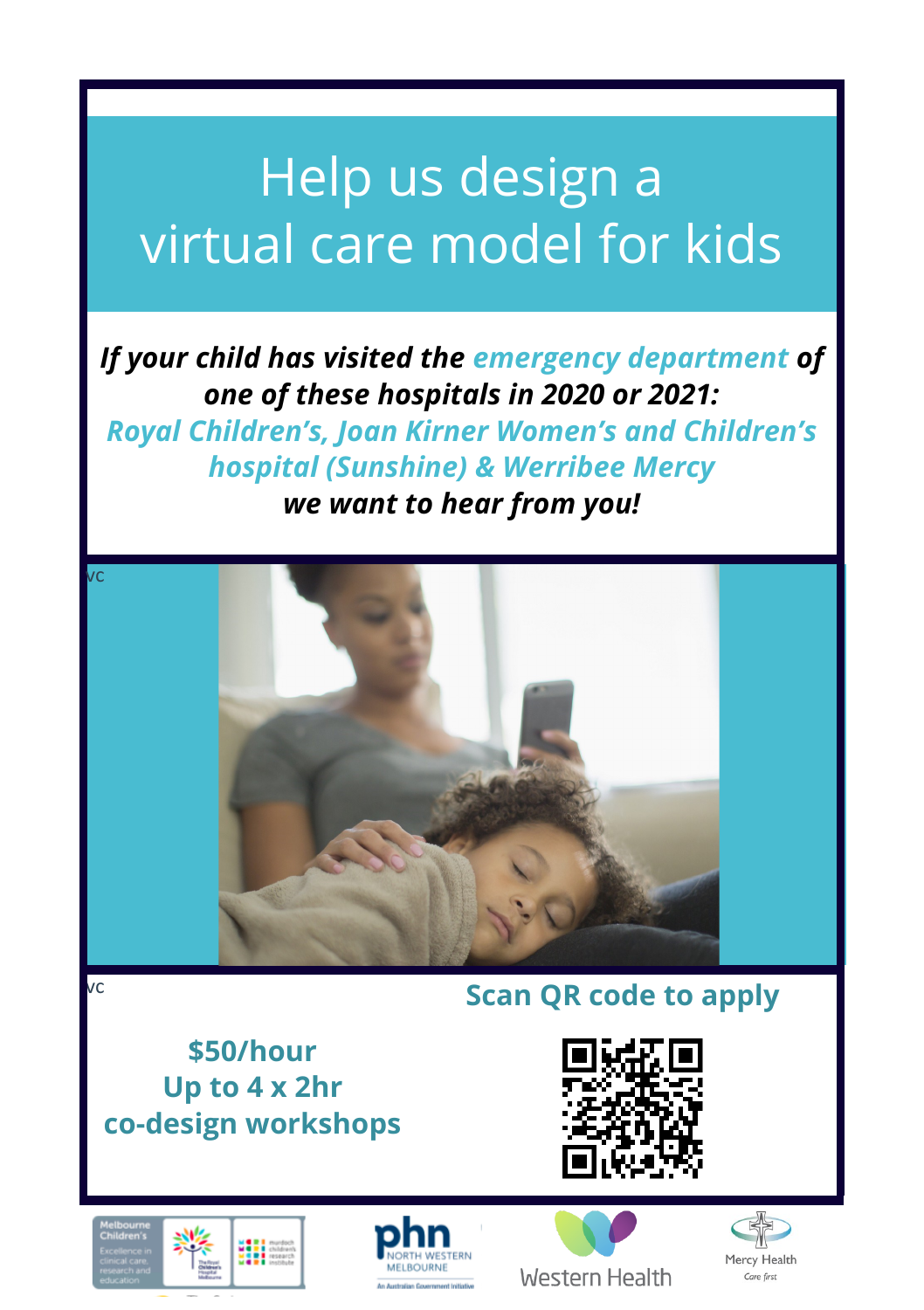# Help us design a virtual care model for kids

***If your child has visited the emergency department of one of these hospitals in 2020 or 2021:***
***Royal Children's, Joan Kirner Women's and Children's hospital (Sunshine) & Werribee Mercy***
***we want to hear from you!***

VC

VC

**Scan QR code to apply**

**$50/hour**
**Up to 4 x 2hr**
**co-design workshops**

Melbourne Children's
Excellence in clinical care, research and education

phn NORTH WESTERN MELBOURNE
An Australian Government Initiative

Western Health

Mercy Health
Care first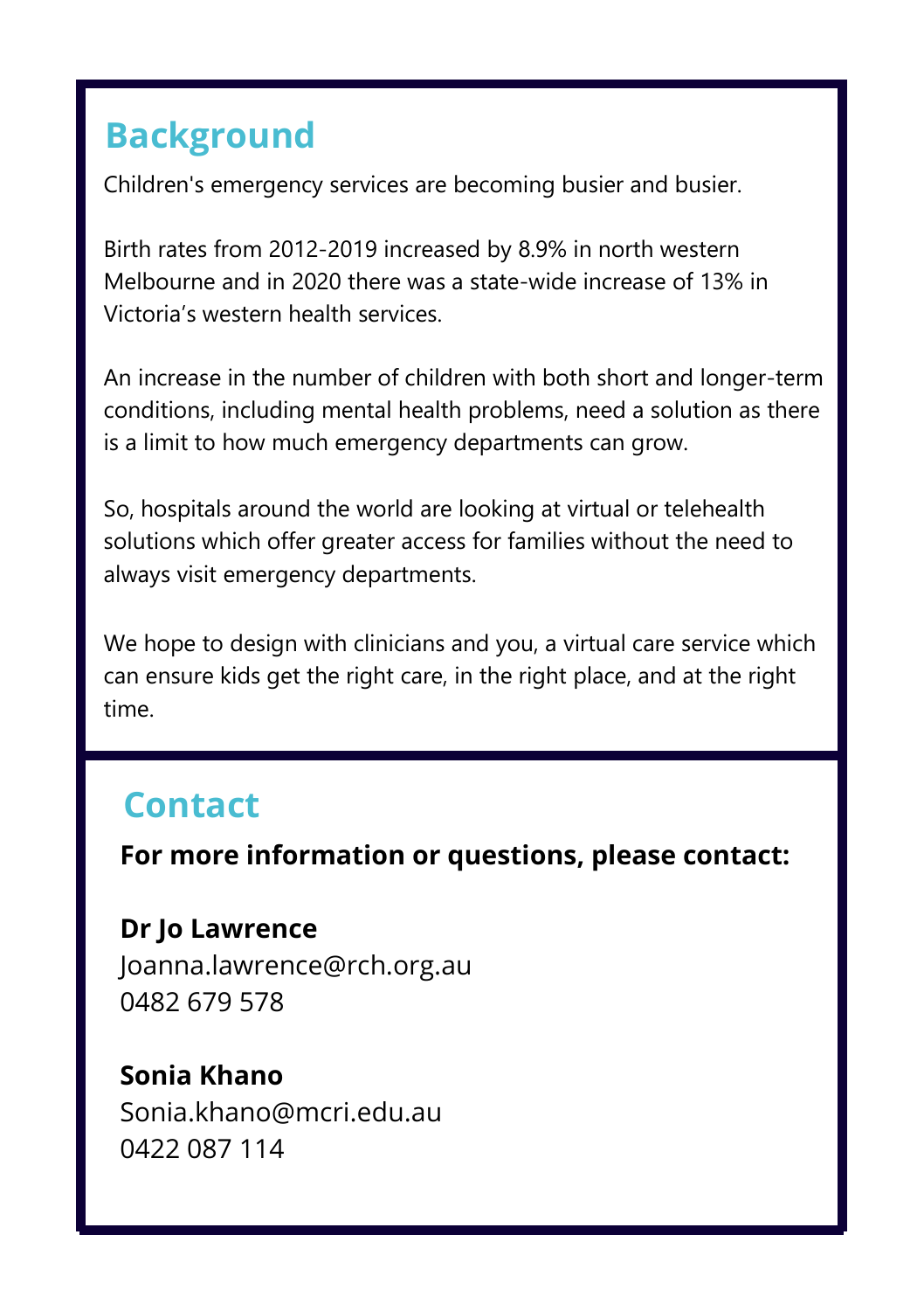## Background

Children's emergency services are becoming busier and busier.

Birth rates from 2012-2019 increased by 8.9% in north western Melbourne and in 2020 there was a state-wide increase of 13% in Victoria's western health services.

An increase in the number of children with both short and longer-term conditions, including mental health problems, need a solution as there is a limit to how much emergency departments can grow.

So, hospitals around the world are looking at virtual or telehealth solutions which offer greater access for families without the need to always visit emergency departments.

We hope to design with clinicians and you, a virtual care service which can ensure kids get the right care, in the right place, and at the right time.

## Contact

**For more information or questions, please contact:**

**Dr Jo Lawrence**
Joanna.lawrence@rch.org.au
0482 679 578

**Sonia Khano**
Sonia.khano@mcri.edu.au
0422 087 114